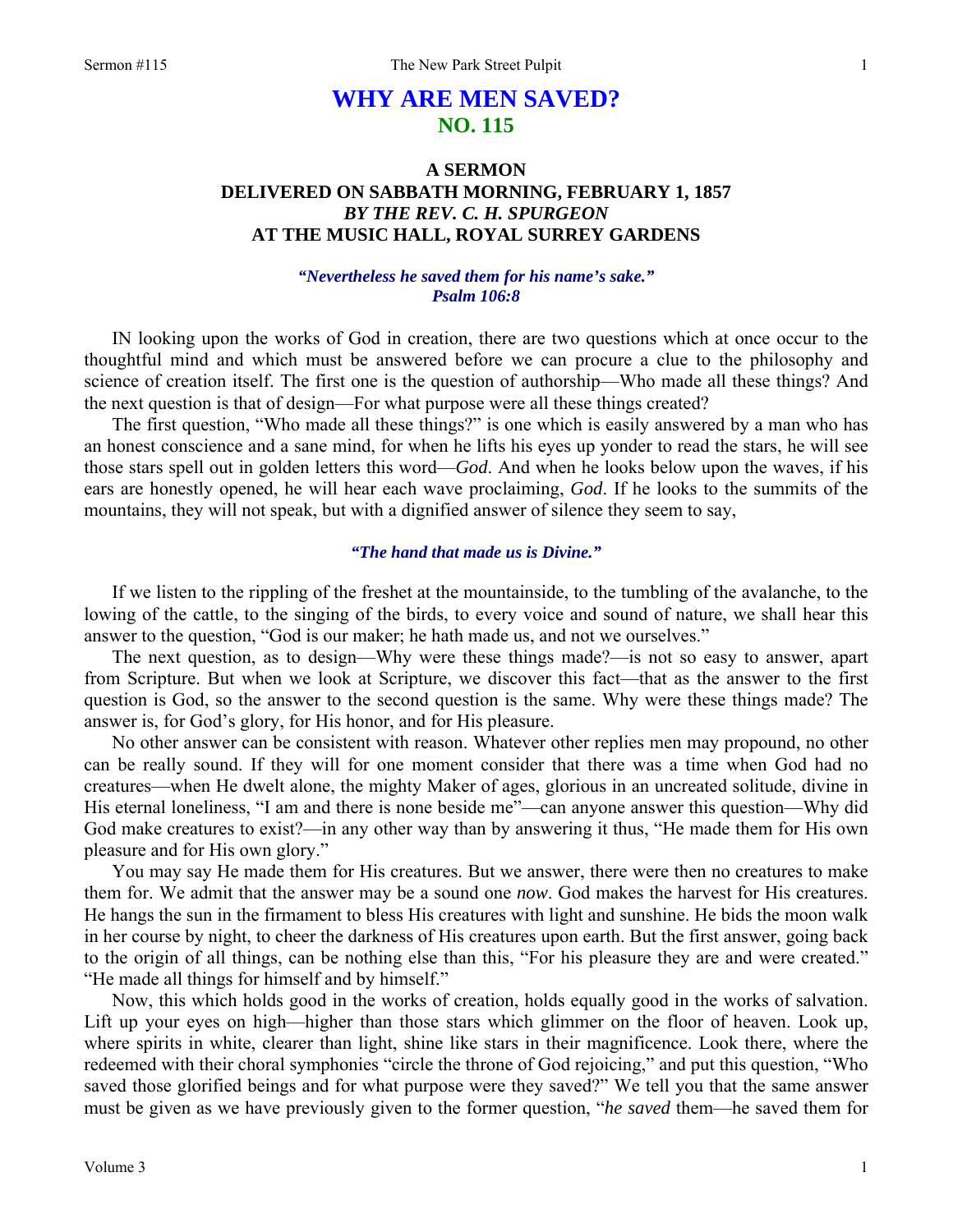# WHY ARE MEN SAVED?
## NO. 115

### A SERMON
### DELIVERED ON SABBATH MORNING, FEBRUARY 1, 1857
### *BY THE REV. C. H. SPURGEON*
### AT THE MUSIC HALL, ROYAL SURREY GARDENS

***"Nevertheless he saved them for his name's sake."***
***Psalm 106:8***

IN looking upon the works of God in creation, there are two questions which at once occur to the thoughtful mind and which must be answered before we can procure a clue to the philosophy and science of creation itself. The first one is the question of authorship—Who made all these things? And the next question is that of design—For what purpose were all these things created?

The first question, "Who made all these things?" is one which is easily answered by a man who has an honest conscience and a sane mind, for when he lifts his eyes up yonder to read the stars, he will see those stars spell out in golden letters this word—*God*. And when he looks below upon the waves, if his ears are honestly opened, he will hear each wave proclaiming, *God*. If he looks to the summits of the mountains, they will not speak, but with a dignified answer of silence they seem to say,

***"The hand that made us is Divine."***

If we listen to the rippling of the freshet at the mountainside, to the tumbling of the avalanche, to the lowing of the cattle, to the singing of the birds, to every voice and sound of nature, we shall hear this answer to the question, "God is our maker; he hath made us, and not we ourselves."

The next question, as to design—Why were these things made?—is not so easy to answer, apart from Scripture. But when we look at Scripture, we discover this fact—that as the answer to the first question is God, so the answer to the second question is the same. Why were these things made? The answer is, for God's glory, for His honor, and for His pleasure.

No other answer can be consistent with reason. Whatever other replies men may propound, no other can be really sound. If they will for one moment consider that there was a time when God had no creatures—when He dwelt alone, the mighty Maker of ages, glorious in an uncreated solitude, divine in His eternal loneliness, "I am and there is none beside me"—can anyone answer this question—Why did God make creatures to exist?—in any other way than by answering it thus, "He made them for His own pleasure and for His own glory."

You may say He made them for His creatures. But we answer, there were then no creatures to make them for. We admit that the answer may be a sound one *now*. God makes the harvest for His creatures. He hangs the sun in the firmament to bless His creatures with light and sunshine. He bids the moon walk in her course by night, to cheer the darkness of His creatures upon earth. But the first answer, going back to the origin of all things, can be nothing else than this, "For his pleasure they are and were created." "He made all things for himself and by himself."

Now, this which holds good in the works of creation, holds equally good in the works of salvation. Lift up your eyes on high—higher than those stars which glimmer on the floor of heaven. Look up, where spirits in white, clearer than light, shine like stars in their magnificence. Look there, where the redeemed with their choral symphonies "circle the throne of God rejoicing," and put this question, "Who saved those glorified beings and for what purpose were they saved?" We tell you that the same answer must be given as we have previously given to the former question, "*he saved* them—he saved them for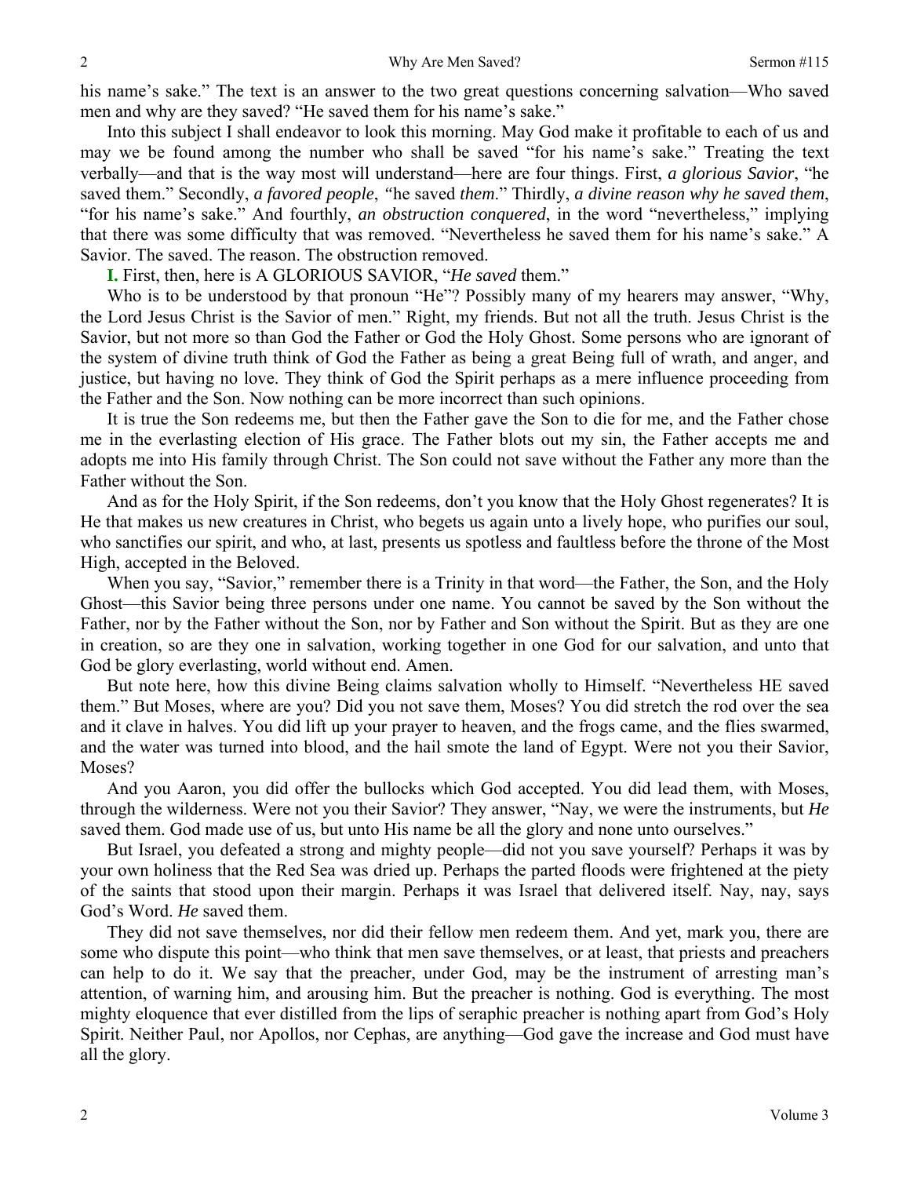his name's sake." The text is an answer to the two great questions concerning salvation—Who saved men and why are they saved? "He saved them for his name's sake."

Into this subject I shall endeavor to look this morning. May God make it profitable to each of us and may we be found among the number who shall be saved "for his name's sake." Treating the text verbally—and that is the way most will understand—here are four things. First, *a glorious Savior*, "he saved them." Secondly, *a favored people*, "he saved *them*." Thirdly, *a divine reason why he saved them*, "for his name's sake." And fourthly, *an obstruction conquered*, in the word "nevertheless," implying that there was some difficulty that was removed. "Nevertheless he saved them for his name's sake." A Savior. The saved. The reason. The obstruction removed.

**I.** First, then, here is A GLORIOUS SAVIOR, "*He saved* them."

Who is to be understood by that pronoun "He"? Possibly many of my hearers may answer, "Why, the Lord Jesus Christ is the Savior of men." Right, my friends. But not all the truth. Jesus Christ is the Savior, but not more so than God the Father or God the Holy Ghost. Some persons who are ignorant of the system of divine truth think of God the Father as being a great Being full of wrath, and anger, and justice, but having no love. They think of God the Spirit perhaps as a mere influence proceeding from the Father and the Son. Now nothing can be more incorrect than such opinions.

It is true the Son redeems me, but then the Father gave the Son to die for me, and the Father chose me in the everlasting election of His grace. The Father blots out my sin, the Father accepts me and adopts me into His family through Christ. The Son could not save without the Father any more than the Father without the Son.

And as for the Holy Spirit, if the Son redeems, don't you know that the Holy Ghost regenerates? It is He that makes us new creatures in Christ, who begets us again unto a lively hope, who purifies our soul, who sanctifies our spirit, and who, at last, presents us spotless and faultless before the throne of the Most High, accepted in the Beloved.

When you say, "Savior," remember there is a Trinity in that word—the Father, the Son, and the Holy Ghost—this Savior being three persons under one name. You cannot be saved by the Son without the Father, nor by the Father without the Son, nor by Father and Son without the Spirit. But as they are one in creation, so are they one in salvation, working together in one God for our salvation, and unto that God be glory everlasting, world without end. Amen.

But note here, how this divine Being claims salvation wholly to Himself. "Nevertheless HE saved them." But Moses, where are you? Did you not save them, Moses? You did stretch the rod over the sea and it clave in halves. You did lift up your prayer to heaven, and the frogs came, and the flies swarmed, and the water was turned into blood, and the hail smote the land of Egypt. Were not you their Savior, Moses?

And you Aaron, you did offer the bullocks which God accepted. You did lead them, with Moses, through the wilderness. Were not you their Savior? They answer, "Nay, we were the instruments, but *He* saved them. God made use of us, but unto His name be all the glory and none unto ourselves."

But Israel, you defeated a strong and mighty people—did not you save yourself? Perhaps it was by your own holiness that the Red Sea was dried up. Perhaps the parted floods were frightened at the piety of the saints that stood upon their margin. Perhaps it was Israel that delivered itself. Nay, nay, says God's Word. *He* saved them.

They did not save themselves, nor did their fellow men redeem them. And yet, mark you, there are some who dispute this point—who think that men save themselves, or at least, that priests and preachers can help to do it. We say that the preacher, under God, may be the instrument of arresting man's attention, of warning him, and arousing him. But the preacher is nothing. God is everything. The most mighty eloquence that ever distilled from the lips of seraphic preacher is nothing apart from God's Holy Spirit. Neither Paul, nor Apollos, nor Cephas, are anything—God gave the increase and God must have all the glory.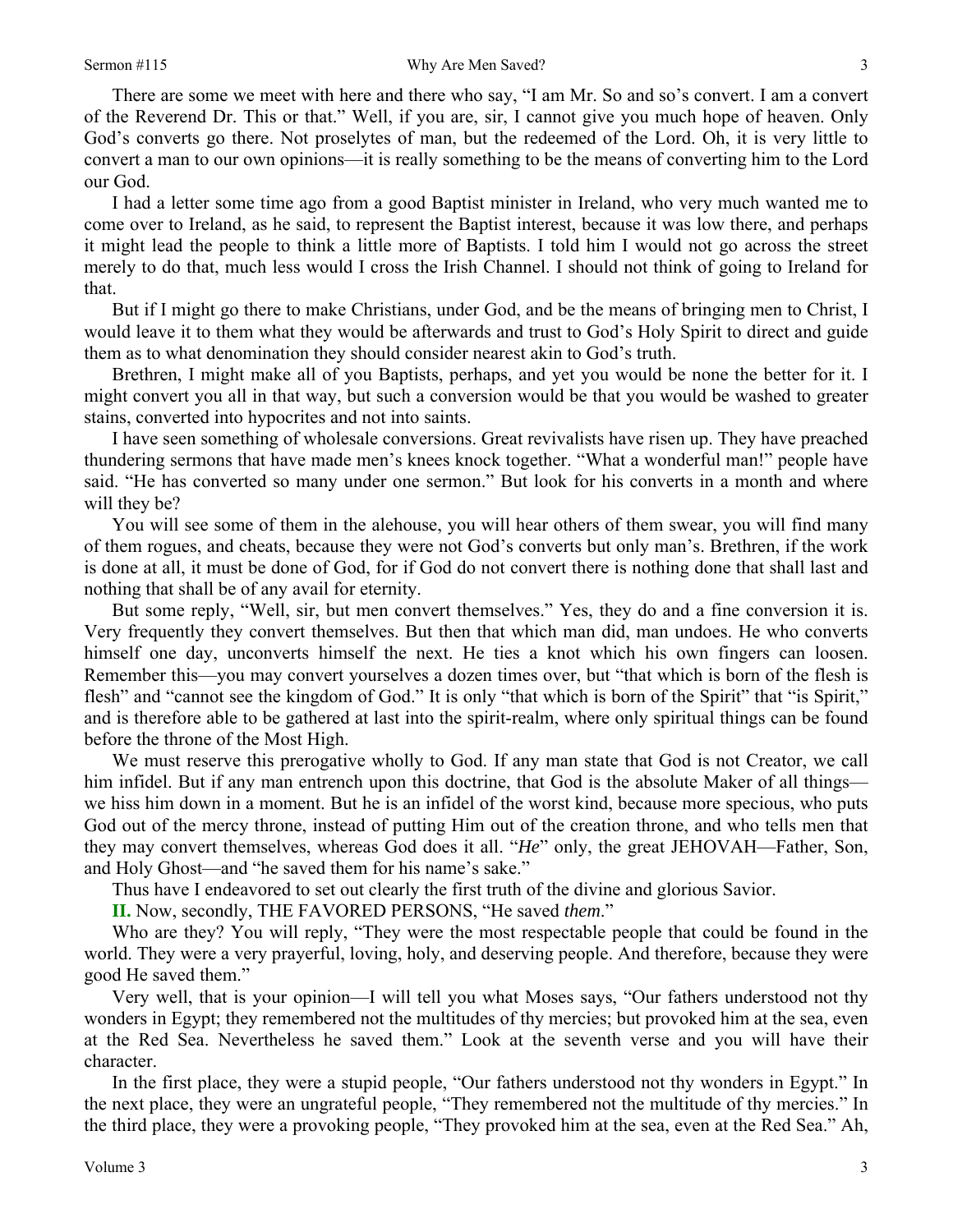There are some we meet with here and there who say, "I am Mr. So and so's convert. I am a convert of the Reverend Dr. This or that." Well, if you are, sir, I cannot give you much hope of heaven. Only God's converts go there. Not proselytes of man, but the redeemed of the Lord. Oh, it is very little to convert a man to our own opinions—it is really something to be the means of converting him to the Lord our God.

I had a letter some time ago from a good Baptist minister in Ireland, who very much wanted me to come over to Ireland, as he said, to represent the Baptist interest, because it was low there, and perhaps it might lead the people to think a little more of Baptists. I told him I would not go across the street merely to do that, much less would I cross the Irish Channel. I should not think of going to Ireland for that.

But if I might go there to make Christians, under God, and be the means of bringing men to Christ, I would leave it to them what they would be afterwards and trust to God's Holy Spirit to direct and guide them as to what denomination they should consider nearest akin to God's truth.

Brethren, I might make all of you Baptists, perhaps, and yet you would be none the better for it. I might convert you all in that way, but such a conversion would be that you would be washed to greater stains, converted into hypocrites and not into saints.

I have seen something of wholesale conversions. Great revivalists have risen up. They have preached thundering sermons that have made men's knees knock together. "What a wonderful man!" people have said. "He has converted so many under one sermon." But look for his converts in a month and where will they be?

You will see some of them in the alehouse, you will hear others of them swear, you will find many of them rogues, and cheats, because they were not God's converts but only man's. Brethren, if the work is done at all, it must be done of God, for if God do not convert there is nothing done that shall last and nothing that shall be of any avail for eternity.

But some reply, "Well, sir, but men convert themselves." Yes, they do and a fine conversion it is. Very frequently they convert themselves. But then that which man did, man undoes. He who converts himself one day, unconverts himself the next. He ties a knot which his own fingers can loosen. Remember this—you may convert yourselves a dozen times over, but "that which is born of the flesh is flesh" and "cannot see the kingdom of God." It is only "that which is born of the Spirit" that "is Spirit," and is therefore able to be gathered at last into the spirit-realm, where only spiritual things can be found before the throne of the Most High.

We must reserve this prerogative wholly to God. If any man state that God is not Creator, we call him infidel. But if any man entrench upon this doctrine, that God is the absolute Maker of all things—we hiss him down in a moment. But he is an infidel of the worst kind, because more specious, who puts God out of the mercy throne, instead of putting Him out of the creation throne, and who tells men that they may convert themselves, whereas God does it all. "*He*" only, the great JEHOVAH—Father, Son, and Holy Ghost—and "he saved them for his name's sake."

Thus have I endeavored to set out clearly the first truth of the divine and glorious Savior.

**II.** Now, secondly, THE FAVORED PERSONS, "He saved *them*."

Who are they? You will reply, "They were the most respectable people that could be found in the world. They were a very prayerful, loving, holy, and deserving people. And therefore, because they were good He saved them."

Very well, that is your opinion—I will tell you what Moses says, "Our fathers understood not thy wonders in Egypt; they remembered not the multitudes of thy mercies; but provoked him at the sea, even at the Red Sea. Nevertheless he saved them." Look at the seventh verse and you will have their character.

In the first place, they were a stupid people, "Our fathers understood not thy wonders in Egypt." In the next place, they were an ungrateful people, "They remembered not the multitude of thy mercies." In the third place, they were a provoking people, "They provoked him at the sea, even at the Red Sea." Ah,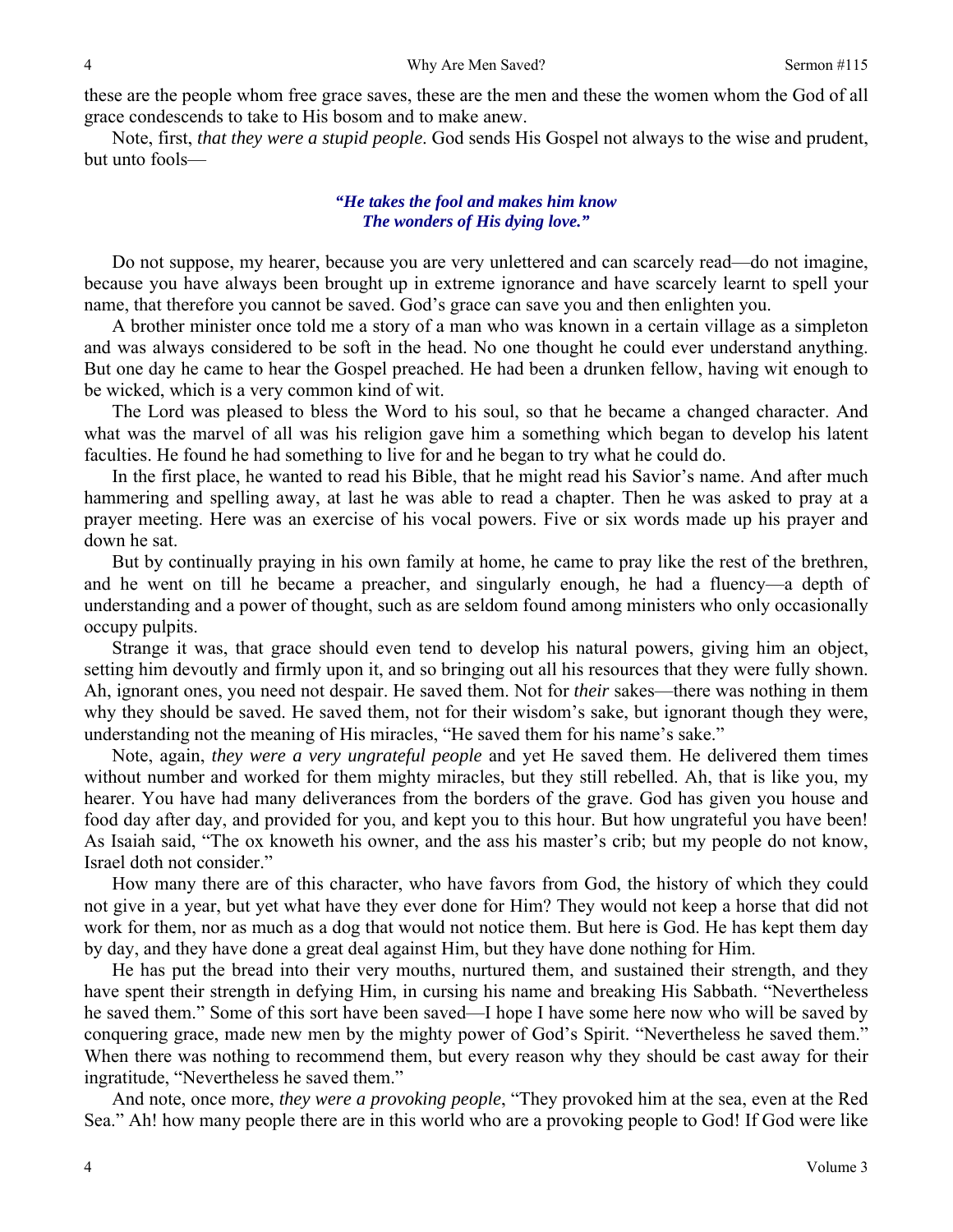these are the people whom free grace saves, these are the men and these the women whom the God of all grace condescends to take to His bosom and to make anew.

Note, first, *that they were a stupid people*. God sends His Gospel not always to the wise and prudent, but unto fools—

> ***"He takes the fool and makes him know***
> ***The wonders of His dying love."***

Do not suppose, my hearer, because you are very unlettered and can scarcely read—do not imagine, because you have always been brought up in extreme ignorance and have scarcely learnt to spell your name, that therefore you cannot be saved. God's grace can save you and then enlighten you.

A brother minister once told me a story of a man who was known in a certain village as a simpleton and was always considered to be soft in the head. No one thought he could ever understand anything. But one day he came to hear the Gospel preached. He had been a drunken fellow, having wit enough to be wicked, which is a very common kind of wit.

The Lord was pleased to bless the Word to his soul, so that he became a changed character. And what was the marvel of all was his religion gave him a something which began to develop his latent faculties. He found he had something to live for and he began to try what he could do.

In the first place, he wanted to read his Bible, that he might read his Savior's name. And after much hammering and spelling away, at last he was able to read a chapter. Then he was asked to pray at a prayer meeting. Here was an exercise of his vocal powers. Five or six words made up his prayer and down he sat.

But by continually praying in his own family at home, he came to pray like the rest of the brethren, and he went on till he became a preacher, and singularly enough, he had a fluency—a depth of understanding and a power of thought, such as are seldom found among ministers who only occasionally occupy pulpits.

Strange it was, that grace should even tend to develop his natural powers, giving him an object, setting him devoutly and firmly upon it, and so bringing out all his resources that they were fully shown. Ah, ignorant ones, you need not despair. He saved them. Not for *their* sakes—there was nothing in them why they should be saved. He saved them, not for their wisdom's sake, but ignorant though they were, understanding not the meaning of His miracles, "He saved them for his name's sake."

Note, again, *they were a very ungrateful people* and yet He saved them. He delivered them times without number and worked for them mighty miracles, but they still rebelled. Ah, that is like you, my hearer. You have had many deliverances from the borders of the grave. God has given you house and food day after day, and provided for you, and kept you to this hour. But how ungrateful you have been! As Isaiah said, "The ox knoweth his owner, and the ass his master's crib; but my people do not know, Israel doth not consider."

How many there are of this character, who have favors from God, the history of which they could not give in a year, but yet what have they ever done for Him? They would not keep a horse that did not work for them, nor as much as a dog that would not notice them. But here is God. He has kept them day by day, and they have done a great deal against Him, but they have done nothing for Him.

He has put the bread into their very mouths, nurtured them, and sustained their strength, and they have spent their strength in defying Him, in cursing his name and breaking His Sabbath. "Nevertheless he saved them." Some of this sort have been saved—I hope I have some here now who will be saved by conquering grace, made new men by the mighty power of God's Spirit. "Nevertheless he saved them." When there was nothing to recommend them, but every reason why they should be cast away for their ingratitude, "Nevertheless he saved them."

And note, once more, *they were a provoking people*, "They provoked him at the sea, even at the Red Sea." Ah! how many people there are in this world who are a provoking people to God! If God were like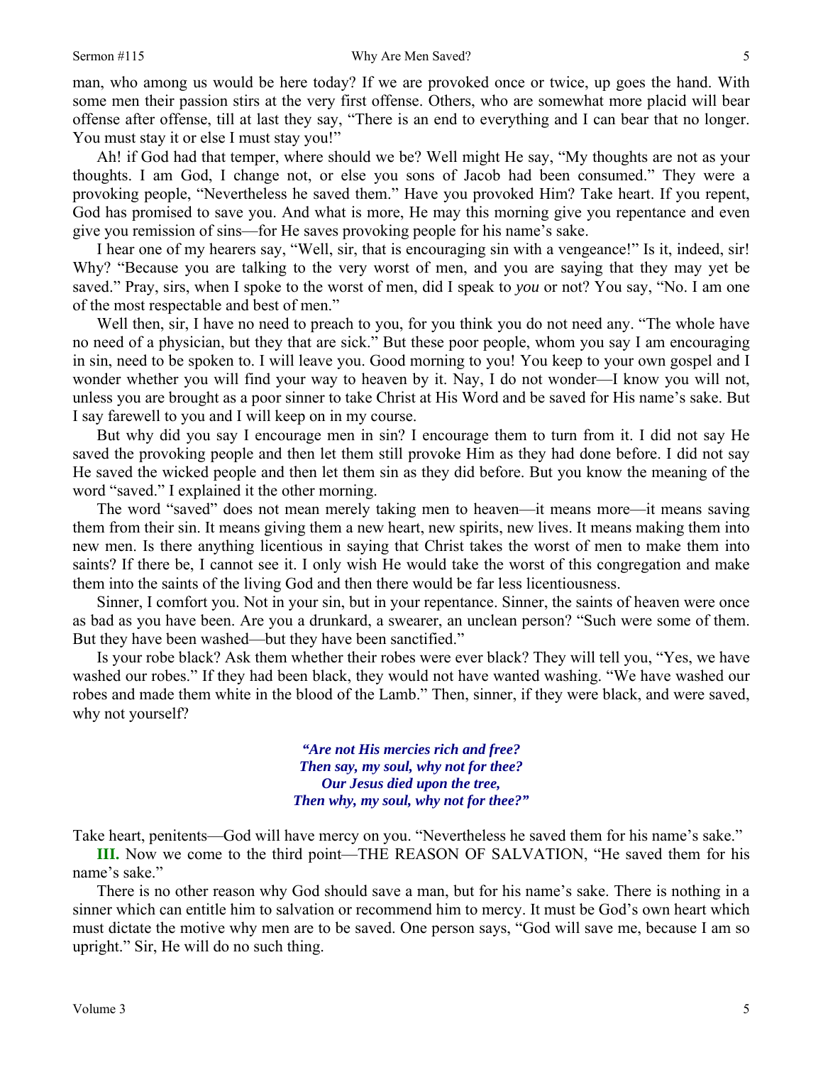man, who among us would be here today? If we are provoked once or twice, up goes the hand. With some men their passion stirs at the very first offense. Others, who are somewhat more placid will bear offense after offense, till at last they say, "There is an end to everything and I can bear that no longer. You must stay it or else I must stay you!"

Ah! if God had that temper, where should we be? Well might He say, "My thoughts are not as your thoughts. I am God, I change not, or else you sons of Jacob had been consumed." They were a provoking people, "Nevertheless he saved them." Have you provoked Him? Take heart. If you repent, God has promised to save you. And what is more, He may this morning give you repentance and even give you remission of sins—for He saves provoking people for his name's sake.

I hear one of my hearers say, "Well, sir, that is encouraging sin with a vengeance!" Is it, indeed, sir! Why? "Because you are talking to the very worst of men, and you are saying that they may yet be saved." Pray, sirs, when I spoke to the worst of men, did I speak to *you* or not? You say, "No. I am one of the most respectable and best of men."

Well then, sir, I have no need to preach to you, for you think you do not need any. "The whole have no need of a physician, but they that are sick." But these poor people, whom you say I am encouraging in sin, need to be spoken to. I will leave you. Good morning to you! You keep to your own gospel and I wonder whether you will find your way to heaven by it. Nay, I do not wonder—I know you will not, unless you are brought as a poor sinner to take Christ at His Word and be saved for His name's sake. But I say farewell to you and I will keep on in my course.

But why did you say I encourage men in sin? I encourage them to turn from it. I did not say He saved the provoking people and then let them still provoke Him as they had done before. I did not say He saved the wicked people and then let them sin as they did before. But you know the meaning of the word "saved." I explained it the other morning.

The word "saved" does not mean merely taking men to heaven—it means more—it means saving them from their sin. It means giving them a new heart, new spirits, new lives. It means making them into new men. Is there anything licentious in saying that Christ takes the worst of men to make them into saints? If there be, I cannot see it. I only wish He would take the worst of this congregation and make them into the saints of the living God and then there would be far less licentiousness.

Sinner, I comfort you. Not in your sin, but in your repentance. Sinner, the saints of heaven were once as bad as you have been. Are you a drunkard, a swearer, an unclean person? "Such were some of them. But they have been washed—but they have been sanctified."

Is your robe black? Ask them whether their robes were ever black? They will tell you, "Yes, we have washed our robes." If they had been black, they would not have wanted washing. "We have washed our robes and made them white in the blood of the Lamb." Then, sinner, if they were black, and were saved, why not yourself?

> ***"Are not His mercies rich and free?***
> ***Then say, my soul, why not for thee?***
> ***Our Jesus died upon the tree,***
> ***Then why, my soul, why not for thee?"***

Take heart, penitents—God will have mercy on you. "Nevertheless he saved them for his name's sake."

**III.** Now we come to the third point—THE REASON OF SALVATION, "He saved them for his name's sake."

There is no other reason why God should save a man, but for his name's sake. There is nothing in a sinner which can entitle him to salvation or recommend him to mercy. It must be God's own heart which must dictate the motive why men are to be saved. One person says, "God will save me, because I am so upright." Sir, He will do no such thing.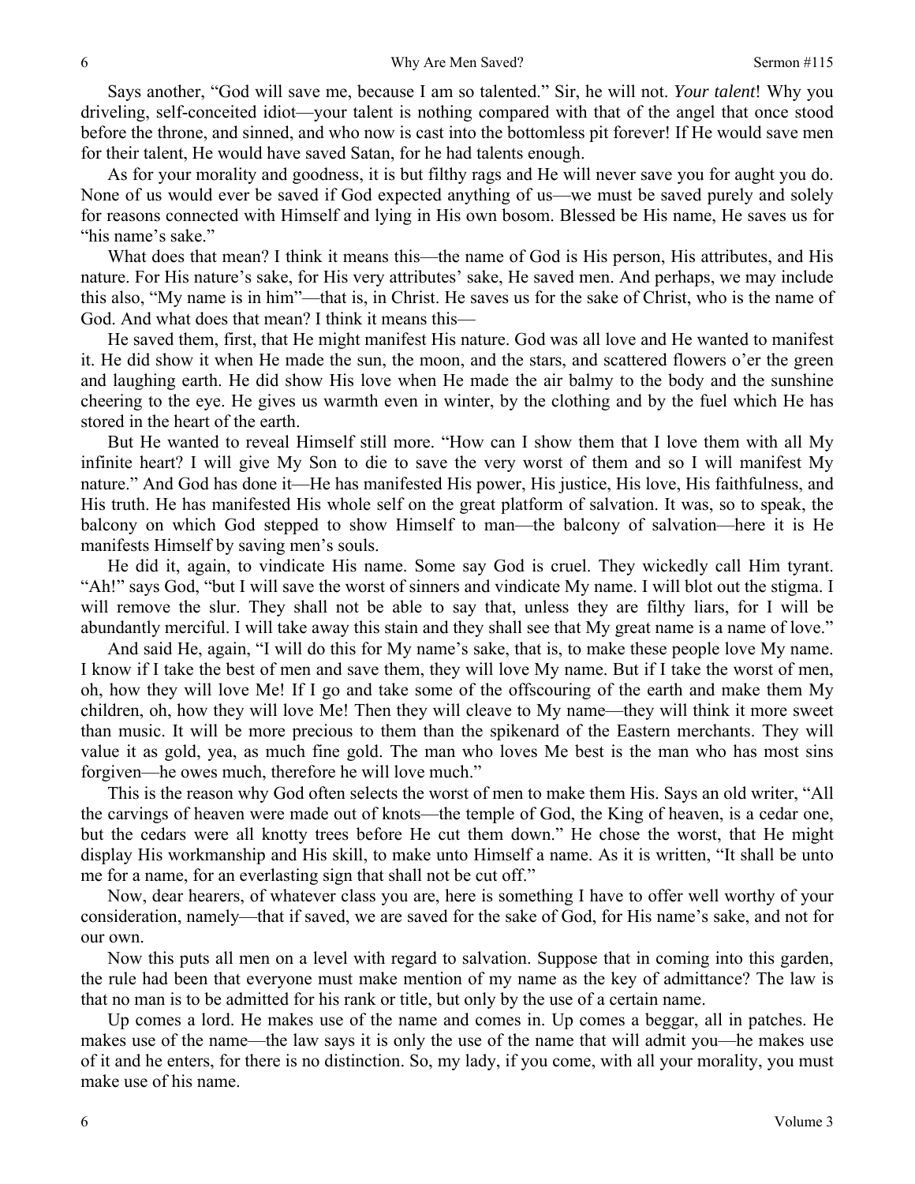Says another, "God will save me, because I am so talented." Sir, he will not. *Your talent*! Why you driveling, self-conceited idiot—your talent is nothing compared with that of the angel that once stood before the throne, and sinned, and who now is cast into the bottomless pit forever! If He would save men for their talent, He would have saved Satan, for he had talents enough.

As for your morality and goodness, it is but filthy rags and He will never save you for aught you do. None of us would ever be saved if God expected anything of us—we must be saved purely and solely for reasons connected with Himself and lying in His own bosom. Blessed be His name, He saves us for "his name's sake."

What does that mean? I think it means this—the name of God is His person, His attributes, and His nature. For His nature's sake, for His very attributes' sake, He saved men. And perhaps, we may include this also, "My name is in him"—that is, in Christ. He saves us for the sake of Christ, who is the name of God. And what does that mean? I think it means this—

He saved them, first, that He might manifest His nature. God was all love and He wanted to manifest it. He did show it when He made the sun, the moon, and the stars, and scattered flowers o'er the green and laughing earth. He did show His love when He made the air balmy to the body and the sunshine cheering to the eye. He gives us warmth even in winter, by the clothing and by the fuel which He has stored in the heart of the earth.

But He wanted to reveal Himself still more. "How can I show them that I love them with all My infinite heart? I will give My Son to die to save the very worst of them and so I will manifest My nature." And God has done it—He has manifested His power, His justice, His love, His faithfulness, and His truth. He has manifested His whole self on the great platform of salvation. It was, so to speak, the balcony on which God stepped to show Himself to man—the balcony of salvation—here it is He manifests Himself by saving men's souls.

He did it, again, to vindicate His name. Some say God is cruel. They wickedly call Him tyrant. "Ah!" says God, "but I will save the worst of sinners and vindicate My name. I will blot out the stigma. I will remove the slur. They shall not be able to say that, unless they are filthy liars, for I will be abundantly merciful. I will take away this stain and they shall see that My great name is a name of love."

And said He, again, "I will do this for My name's sake, that is, to make these people love My name. I know if I take the best of men and save them, they will love My name. But if I take the worst of men, oh, how they will love Me! If I go and take some of the offscouring of the earth and make them My children, oh, how they will love Me! Then they will cleave to My name—they will think it more sweet than music. It will be more precious to them than the spikenard of the Eastern merchants. They will value it as gold, yea, as much fine gold. The man who loves Me best is the man who has most sins forgiven—he owes much, therefore he will love much."

This is the reason why God often selects the worst of men to make them His. Says an old writer, "All the carvings of heaven were made out of knots—the temple of God, the King of heaven, is a cedar one, but the cedars were all knotty trees before He cut them down." He chose the worst, that He might display His workmanship and His skill, to make unto Himself a name. As it is written, "It shall be unto me for a name, for an everlasting sign that shall not be cut off."

Now, dear hearers, of whatever class you are, here is something I have to offer well worthy of your consideration, namely—that if saved, we are saved for the sake of God, for His name's sake, and not for our own.

Now this puts all men on a level with regard to salvation. Suppose that in coming into this garden, the rule had been that everyone must make mention of my name as the key of admittance? The law is that no man is to be admitted for his rank or title, but only by the use of a certain name.

Up comes a lord. He makes use of the name and comes in. Up comes a beggar, all in patches. He makes use of the name—the law says it is only the use of the name that will admit you—he makes use of it and he enters, for there is no distinction. So, my lady, if you come, with all your morality, you must make use of his name.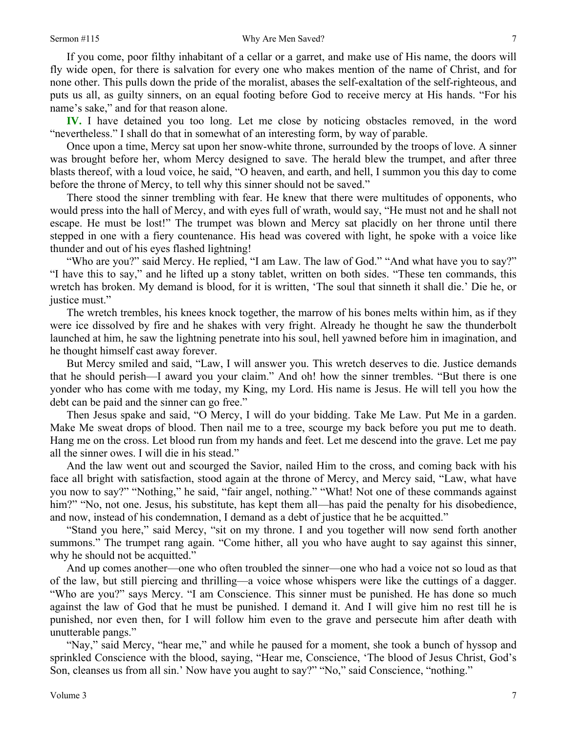If you come, poor filthy inhabitant of a cellar or a garret, and make use of His name, the doors will fly wide open, for there is salvation for every one who makes mention of the name of Christ, and for none other. This pulls down the pride of the moralist, abases the self-exaltation of the self-righteous, and puts us all, as guilty sinners, on an equal footing before God to receive mercy at His hands. "For his name's sake," and for that reason alone.

**IV.** I have detained you too long. Let me close by noticing obstacles removed, in the word "nevertheless." I shall do that in somewhat of an interesting form, by way of parable.

Once upon a time, Mercy sat upon her snow-white throne, surrounded by the troops of love. A sinner was brought before her, whom Mercy designed to save. The herald blew the trumpet, and after three blasts thereof, with a loud voice, he said, "O heaven, and earth, and hell, I summon you this day to come before the throne of Mercy, to tell why this sinner should not be saved."

There stood the sinner trembling with fear. He knew that there were multitudes of opponents, who would press into the hall of Mercy, and with eyes full of wrath, would say, "He must not and he shall not escape. He must be lost!" The trumpet was blown and Mercy sat placidly on her throne until there stepped in one with a fiery countenance. His head was covered with light, he spoke with a voice like thunder and out of his eyes flashed lightning!

"Who are you?" said Mercy. He replied, "I am Law. The law of God." "And what have you to say?" "I have this to say," and he lifted up a stony tablet, written on both sides. "These ten commands, this wretch has broken. My demand is blood, for it is written, 'The soul that sinneth it shall die.' Die he, or justice must."

The wretch trembles, his knees knock together, the marrow of his bones melts within him, as if they were ice dissolved by fire and he shakes with very fright. Already he thought he saw the thunderbolt launched at him, he saw the lightning penetrate into his soul, hell yawned before him in imagination, and he thought himself cast away forever.

But Mercy smiled and said, "Law, I will answer you. This wretch deserves to die. Justice demands that he should perish—I award you your claim." And oh! how the sinner trembles. "But there is one yonder who has come with me today, my King, my Lord. His name is Jesus. He will tell you how the debt can be paid and the sinner can go free."

Then Jesus spake and said, "O Mercy, I will do your bidding. Take Me Law. Put Me in a garden. Make Me sweat drops of blood. Then nail me to a tree, scourge my back before you put me to death. Hang me on the cross. Let blood run from my hands and feet. Let me descend into the grave. Let me pay all the sinner owes. I will die in his stead."

And the law went out and scourged the Savior, nailed Him to the cross, and coming back with his face all bright with satisfaction, stood again at the throne of Mercy, and Mercy said, "Law, what have you now to say?" "Nothing," he said, "fair angel, nothing." "What! Not one of these commands against him?" "No, not one. Jesus, his substitute, has kept them all—has paid the penalty for his disobedience, and now, instead of his condemnation, I demand as a debt of justice that he be acquitted."

"Stand you here," said Mercy, "sit on my throne. I and you together will now send forth another summons." The trumpet rang again. "Come hither, all you who have aught to say against this sinner, why he should not be acquitted."

And up comes another—one who often troubled the sinner—one who had a voice not so loud as that of the law, but still piercing and thrilling—a voice whose whispers were like the cuttings of a dagger. "Who are you?" says Mercy. "I am Conscience. This sinner must be punished. He has done so much against the law of God that he must be punished. I demand it. And I will give him no rest till he is punished, nor even then, for I will follow him even to the grave and persecute him after death with unutterable pangs."

"Nay," said Mercy, "hear me," and while he paused for a moment, she took a bunch of hyssop and sprinkled Conscience with the blood, saying, "Hear me, Conscience, 'The blood of Jesus Christ, God's Son, cleanses us from all sin.' Now have you aught to say?" "No," said Conscience, "nothing."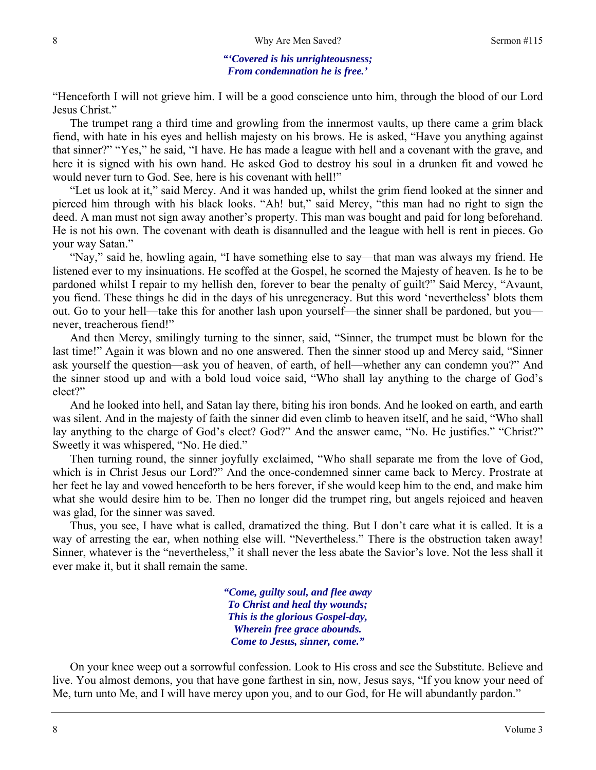***"'Covered is his unrighteousness;***
***From condemnation he is free.'***

"Henceforth I will not grieve him. I will be a good conscience unto him, through the blood of our Lord Jesus Christ."

The trumpet rang a third time and growling from the innermost vaults, up there came a grim black fiend, with hate in his eyes and hellish majesty on his brows. He is asked, "Have you anything against that sinner?" "Yes," he said, "I have. He has made a league with hell and a covenant with the grave, and here it is signed with his own hand. He asked God to destroy his soul in a drunken fit and vowed he would never turn to God. See, here is his covenant with hell!"

"Let us look at it," said Mercy. And it was handed up, whilst the grim fiend looked at the sinner and pierced him through with his black looks. "Ah! but," said Mercy, "this man had no right to sign the deed. A man must not sign away another's property. This man was bought and paid for long beforehand. He is not his own. The covenant with death is disannulled and the league with hell is rent in pieces. Go your way Satan."

"Nay," said he, howling again, "I have something else to say—that man was always my friend. He listened ever to my insinuations. He scoffed at the Gospel, he scorned the Majesty of heaven. Is he to be pardoned whilst I repair to my hellish den, forever to bear the penalty of guilt?" Said Mercy, "Avaunt, you fiend. These things he did in the days of his unregeneracy. But this word 'nevertheless' blots them out. Go to your hell—take this for another lash upon yourself—the sinner shall be pardoned, but you—never, treacherous fiend!"

And then Mercy, smilingly turning to the sinner, said, "Sinner, the trumpet must be blown for the last time!" Again it was blown and no one answered. Then the sinner stood up and Mercy said, "Sinner ask yourself the question—ask you of heaven, of earth, of hell—whether any can condemn you?" And the sinner stood up and with a bold loud voice said, "Who shall lay anything to the charge of God's elect?"

And he looked into hell, and Satan lay there, biting his iron bonds. And he looked on earth, and earth was silent. And in the majesty of faith the sinner did even climb to heaven itself, and he said, "Who shall lay anything to the charge of God's elect? God?" And the answer came, "No. He justifies." "Christ?" Sweetly it was whispered, "No. He died."

Then turning round, the sinner joyfully exclaimed, "Who shall separate me from the love of God, which is in Christ Jesus our Lord?" And the once-condemned sinner came back to Mercy. Prostrate at her feet he lay and vowed henceforth to be hers forever, if she would keep him to the end, and make him what she would desire him to be. Then no longer did the trumpet ring, but angels rejoiced and heaven was glad, for the sinner was saved.

Thus, you see, I have what is called, dramatized the thing. But I don't care what it is called. It is a way of arresting the ear, when nothing else will. "Nevertheless." There is the obstruction taken away! Sinner, whatever is the "nevertheless," it shall never the less abate the Savior's love. Not the less shall it ever make it, but it shall remain the same.

***"Come, guilty soul, and flee away***
***To Christ and heal thy wounds;***
***This is the glorious Gospel-day,***
***Wherein free grace abounds.***
***Come to Jesus, sinner, come."***

On your knee weep out a sorrowful confession. Look to His cross and see the Substitute. Believe and live. You almost demons, you that have gone farthest in sin, now, Jesus says, "If you know your need of Me, turn unto Me, and I will have mercy upon you, and to our God, for He will abundantly pardon."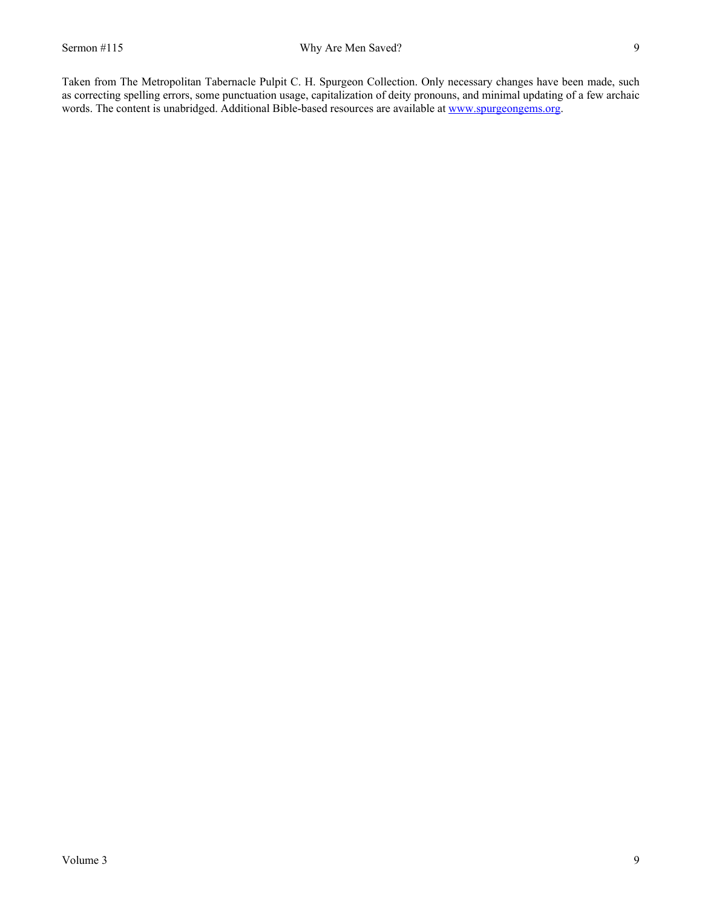Taken from The Metropolitan Tabernacle Pulpit C. H. Spurgeon Collection. Only necessary changes have been made, such as correcting spelling errors, some punctuation usage, capitalization of deity pronouns, and minimal updating of a few archaic words. The content is unabridged. Additional Bible-based resources are available at www.spurgeongems.org.